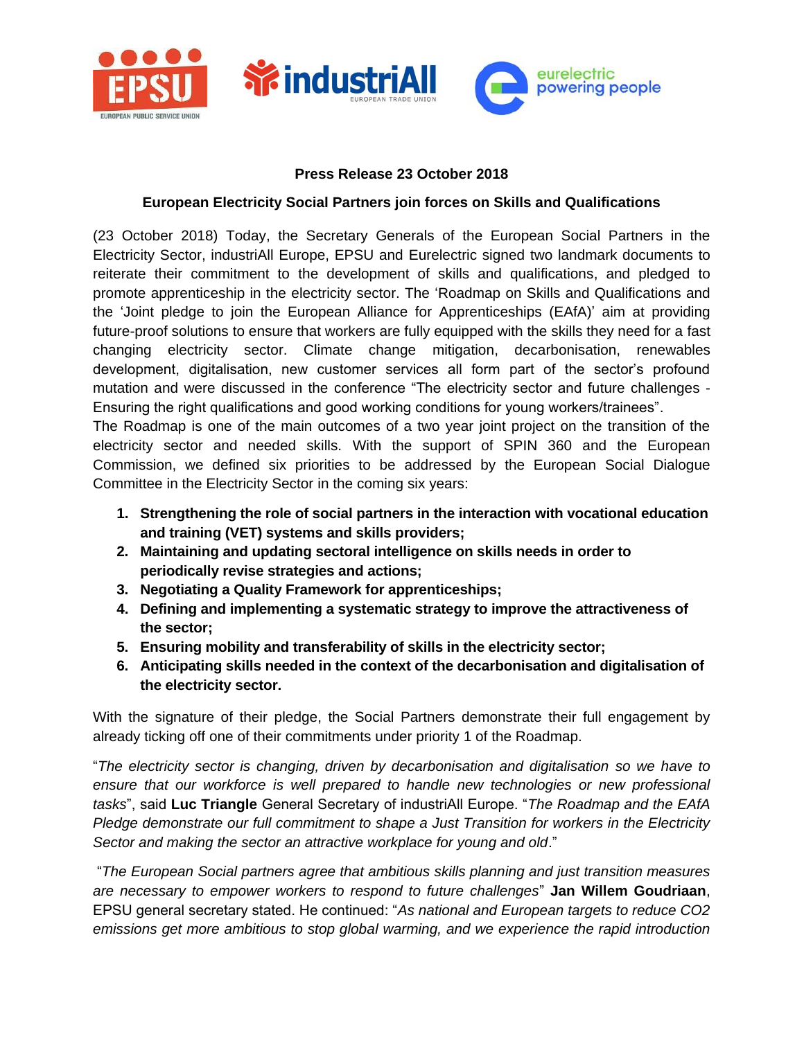**Press Release 23 October 2018**

**European Electricity Social Partners join forces on Skills and Qualifications**

(23 October 2018) Today, the Secretary Generals of the European Social Partners in the Electricity Sector, industriAll Europe, EPSU and Eurelectric signed two landmark documents to reiterate their commitment to the development of skills and qualifications, and pledged to promote apprenticeship in the electricity sector. The 'Roadmap on Skills and Qualifications and the 'Joint pledge to join the European Alliance for Apprenticeships (EAfA)' aim at providing future-proof solutions to ensure that workers are fully equipped with the skills they need for a fast changing electricity sector. Climate change mitigation, decarbonisation, renewables development, digitalisation, new customer services all form part of the sector's profound mutation and were discussed in the conference "The electricity sector and future challenges - Ensuring the right qualifications and good working conditions for young workers/trainees".

The Roadmap is one of the main outcomes of a two year joint project on the transition of the electricity sector and needed skills. With the support of SPIN 360 and the European Commission, we defined six priorities to be addressed by the European Social Dialogue Committee in the Electricity Sector in the coming six years:

1. **Strengthening the role of social partners in the interaction with vocational education and training (VET) systems and skills providers;**
2. **Maintaining and updating sectoral intelligence on skills needs in order to periodically revise strategies and actions;**
3. **Negotiating a Quality Framework for apprenticeships;**
4. **Defining and implementing a systematic strategy to improve the attractiveness of the sector;**
5. **Ensuring mobility and transferability of skills in the electricity sector;**
6. **Anticipating skills needed in the context of the decarbonisation and digitalisation of the electricity sector.**

With the signature of their pledge, the Social Partners demonstrate their full engagement by already ticking off one of their commitments under priority 1 of the Roadmap.

"*The electricity sector is changing, driven by decarbonisation and digitalisation so we have to ensure that our workforce is well prepared to handle new technologies or new professional tasks*", said **Luc Triangle** General Secretary of industriAll Europe. "*The Roadmap and the EAfA Pledge demonstrate our full commitment to shape a Just Transition for workers in the Electricity Sector and making the sector an attractive workplace for young and old*."

"*The European Social partners agree that ambitious skills planning and just transition measures are necessary to empower workers to respond to future challenges*" **Jan Willem Goudriaan**, EPSU general secretary stated. He continued: "*As national and European targets to reduce CO2 emissions get more ambitious to stop global warming, and we experience the rapid introduction*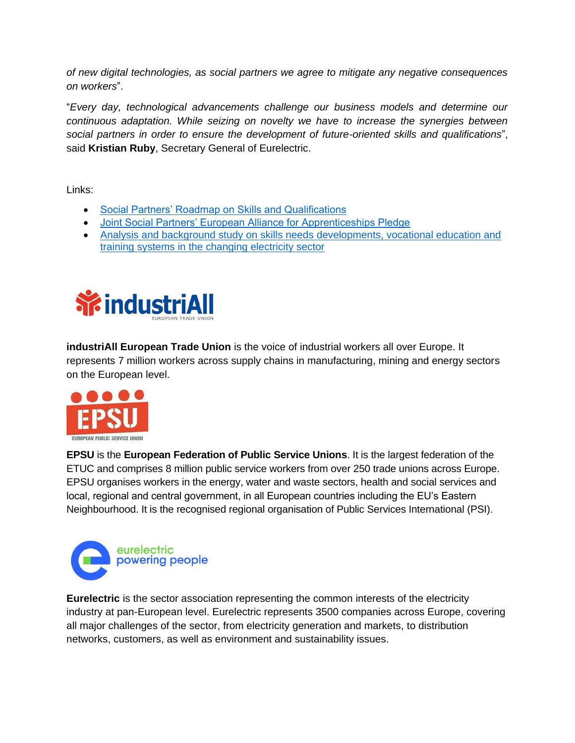*of new digital technologies, as social partners we agree to mitigate any negative consequences on workers*".

"*Every day, technological advancements challenge our business models and determine our continuous adaptation. While seizing on novelty we have to increase the synergies between social partners in order to ensure the development of future-oriented skills and qualifications*", said **Kristian Ruby**, Secretary General of Eurelectric.

Links:

- Social Partners' Roadmap on Skills and Qualifications
- Joint Social Partners' European Alliance for Apprenticeships Pledge
- Analysis and background study on skills needs developments, vocational education and training systems in the changing electricity sector

**industriAll European Trade Union** is the voice of industrial workers all over Europe. It represents 7 million workers across supply chains in manufacturing, mining and energy sectors on the European level.

**EPSU** is the **European Federation of Public Service Unions**. It is the largest federation of the ETUC and comprises 8 million public service workers from over 250 trade unions across Europe. EPSU organises workers in the energy, water and waste sectors, health and social services and local, regional and central government, in all European countries including the EU's Eastern Neighbourhood. It is the recognised regional organisation of Public Services International (PSI).

**Eurelectric** is the sector association representing the common interests of the electricity industry at pan-European level. Eurelectric represents 3500 companies across Europe, covering all major challenges of the sector, from electricity generation and markets, to distribution networks, customers, as well as environment and sustainability issues.